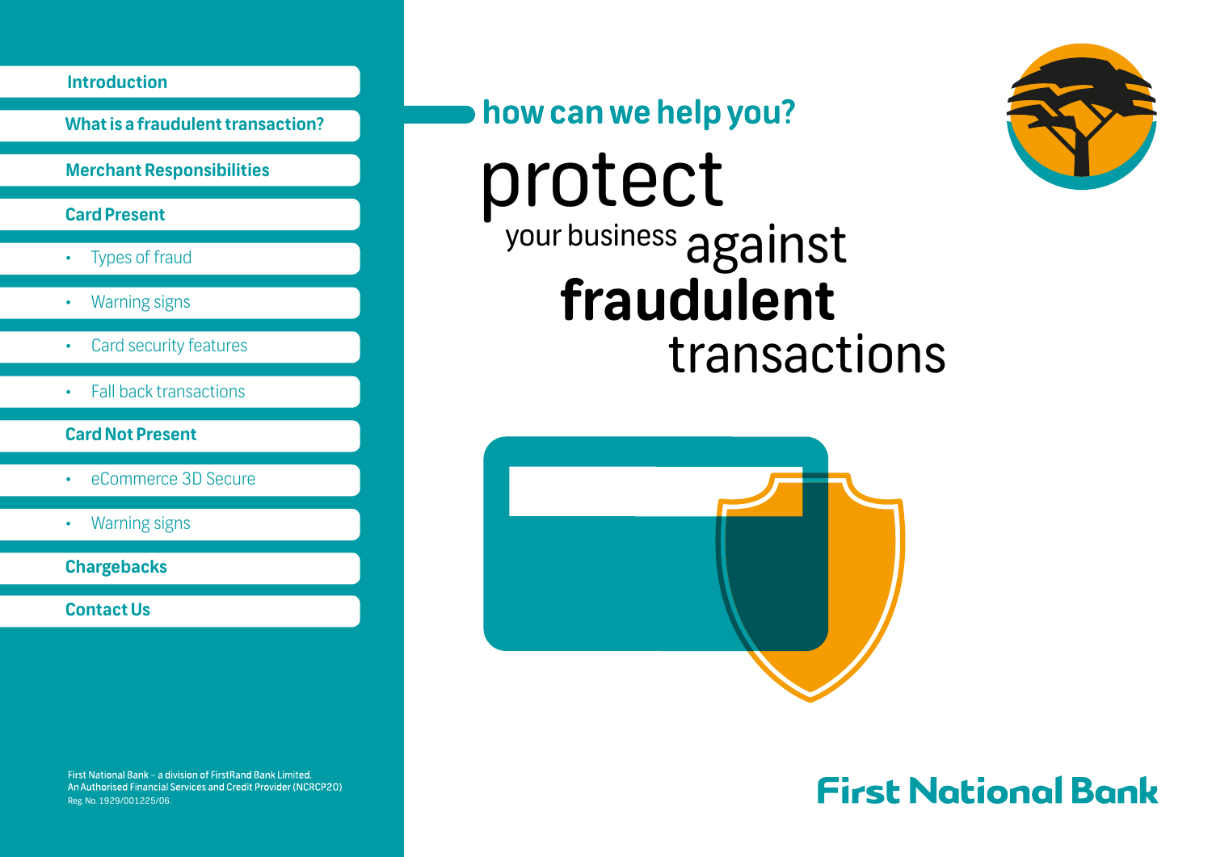# protect your business against fraudulent transactions

## how can we help you?

- Introduction
- What is a fraudulent transaction?
- Merchant Responsibilities
- Card Present
  - Types of fraud
  - Warning signs
  - Card security features
  - Fall back transactions
- Card Not Present
  - eCommerce 3D Secure
  - Warning signs
- Chargebacks
- Contact Us

First National Bank – a division of FirstRand Bank Limited.
An Authorised Financial Services and Credit Provider (NCRCP20)
Reg. No. 1929/001225/06.

First National Bank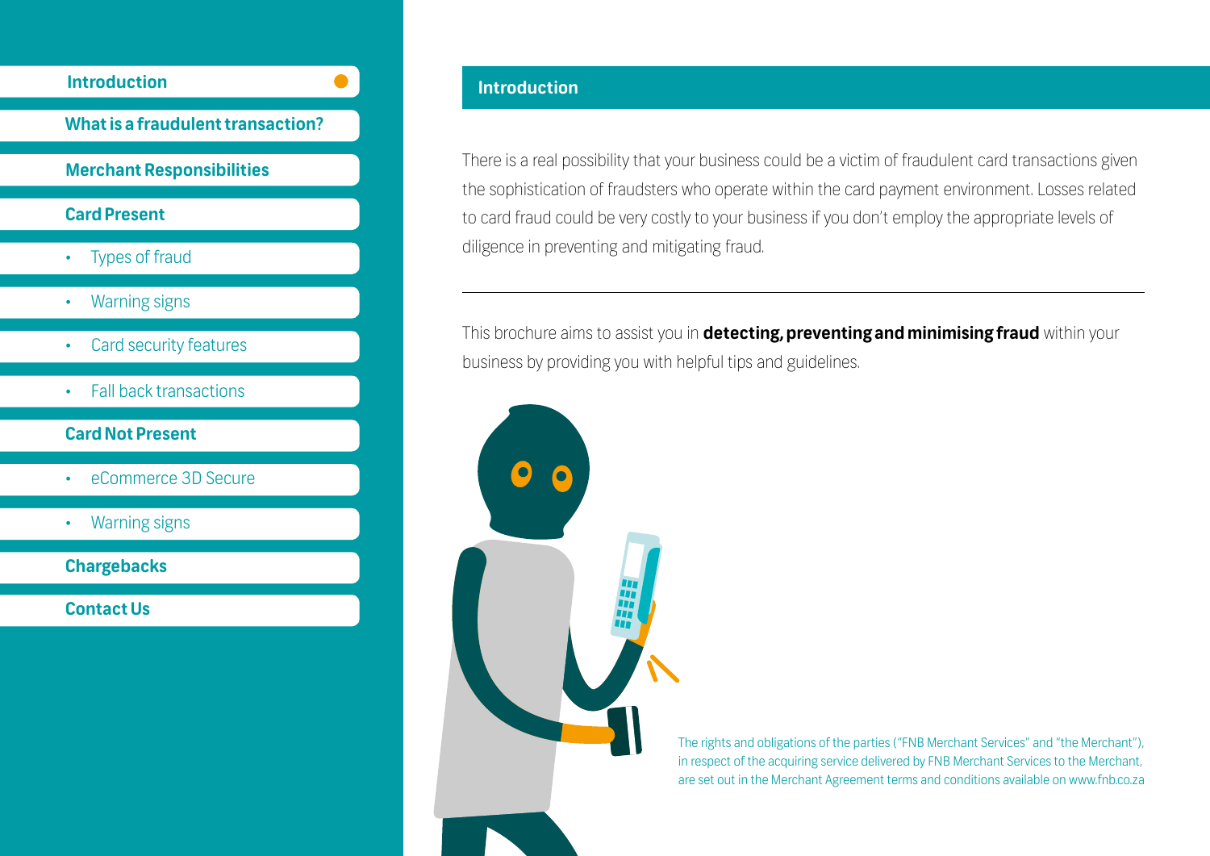- Introduction
- What is a fraudulent transaction?
- Merchant Responsibilities
- Card Present
  - Types of fraud
  - Warning signs
  - Card security features
  - Fall back transactions
- Card Not Present
  - eCommerce 3D Secure
  - Warning signs
- Chargebacks
- Contact Us

## Introduction

There is a real possibility that your business could be a victim of fraudulent card transactions given the sophistication of fraudsters who operate within the card payment environment. Losses related to card fraud could be very costly to your business if you don't employ the appropriate levels of diligence in preventing and mitigating fraud.

---

This brochure aims to assist you in **detecting, preventing and minimising fraud** within your business by providing you with helpful tips and guidelines.

The rights and obligations of the parties ("FNB Merchant Services" and "the Merchant"), in respect of the acquiring service delivered by FNB Merchant Services to the Merchant, are set out in the Merchant Agreement terms and conditions available on www.fnb.co.za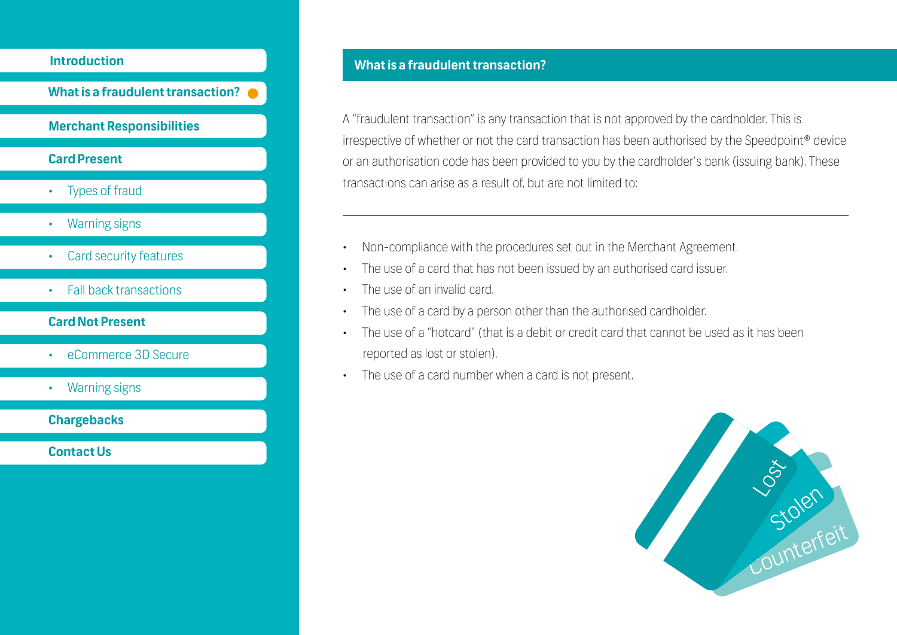## What is a fraudulent transaction?

A "fraudulent transaction" is any transaction that is not approved by the cardholder. This is irrespective of whether or not the card transaction has been authorised by the Speedpoint® device or an authorisation code has been provided to you by the cardholder's bank (issuing bank). These transactions can arise as a result of, but are not limited to:

- Non-compliance with the procedures set out in the Merchant Agreement.
- The use of a card that has not been issued by an authorised card issuer.
- The use of an invalid card.
- The use of a card by a person other than the authorised cardholder.
- The use of a "hotcard" (that is a debit or credit card that cannot be used as it has been reported as lost or stolen).
- The use of a card number when a card is not present.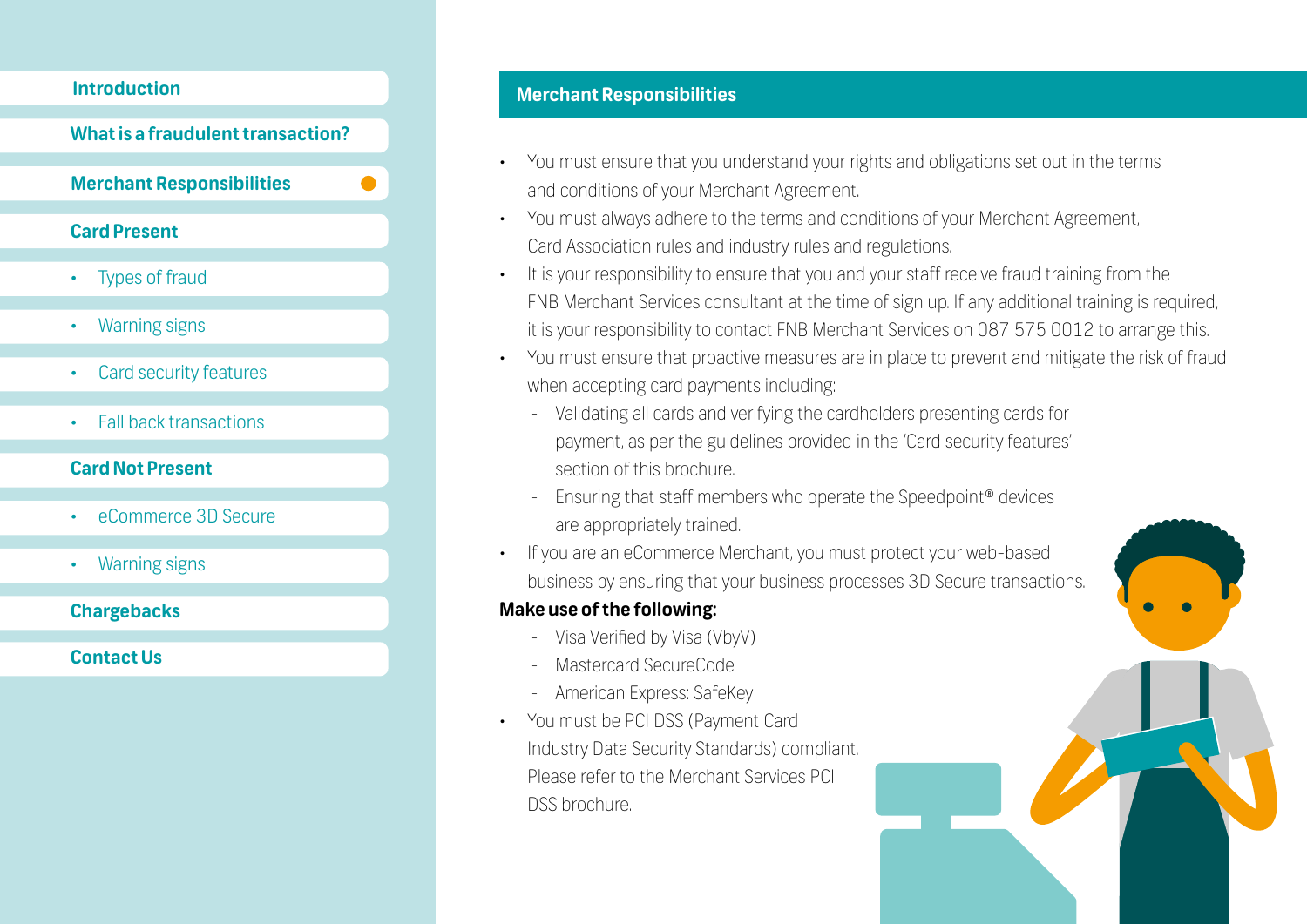## Merchant Responsibilities

- You must ensure that you understand your rights and obligations set out in the terms and conditions of your Merchant Agreement.
- You must always adhere to the terms and conditions of your Merchant Agreement, Card Association rules and industry rules and regulations.
- It is your responsibility to ensure that you and your staff receive fraud training from the FNB Merchant Services consultant at the time of sign up. If any additional training is required, it is your responsibility to contact FNB Merchant Services on 087 575 0012 to arrange this.
- You must ensure that proactive measures are in place to prevent and mitigate the risk of fraud when accepting card payments including:
  - Validating all cards and verifying the cardholders presenting cards for payment, as per the guidelines provided in the 'Card security features' section of this brochure.
  - Ensuring that staff members who operate the Speedpoint® devices are appropriately trained.
- If you are an eCommerce Merchant, you must protect your web-based business by ensuring that your business processes 3D Secure transactions.

**Make use of the following:**

  - Visa Verified by Visa (VbyV)
  - Mastercard SecureCode
  - American Express: SafeKey

- You must be PCI DSS (Payment Card Industry Data Security Standards) compliant. Please refer to the Merchant Services PCI DSS brochure.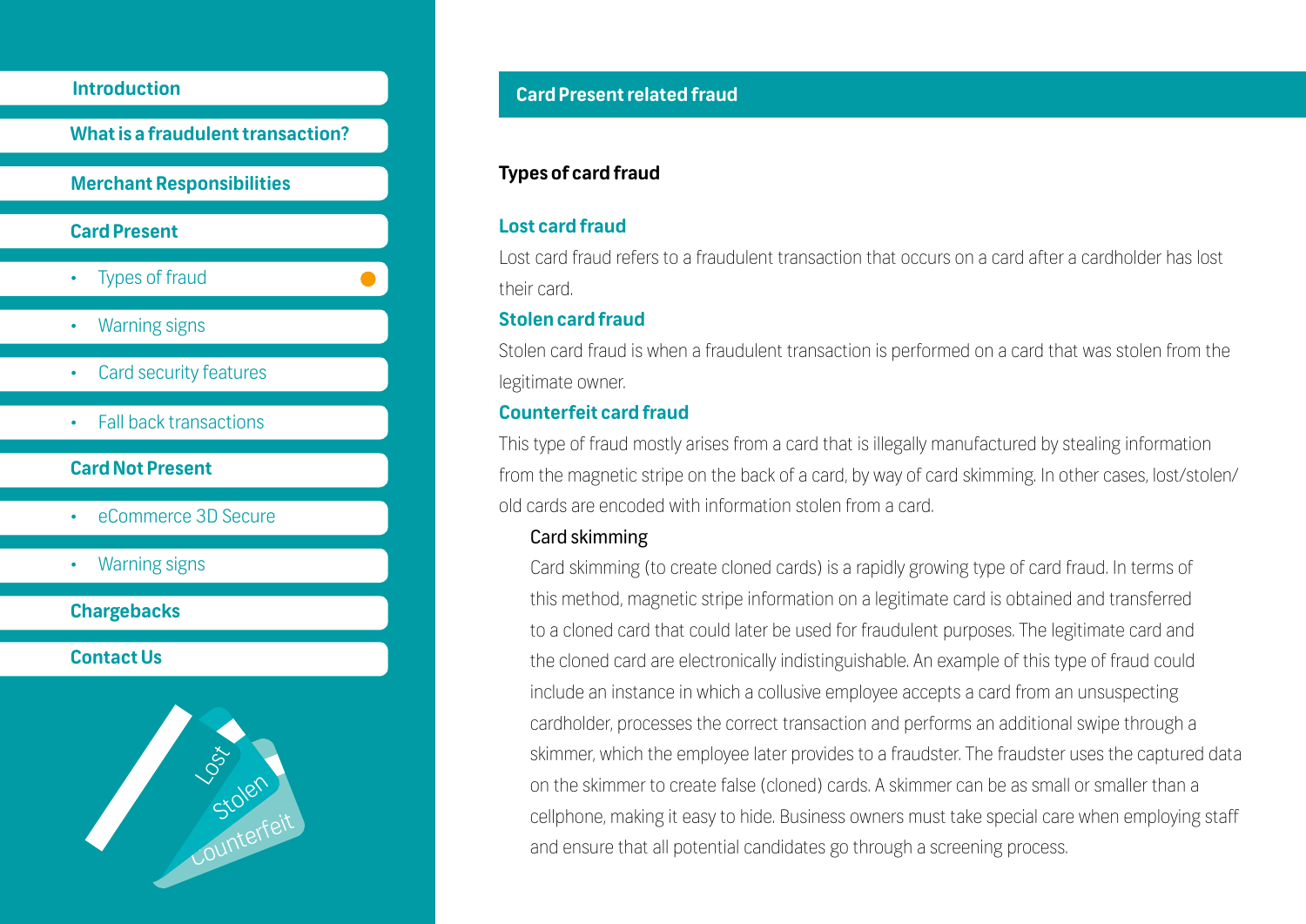## Card Present related fraud

### Types of card fraud

#### Lost card fraud

Lost card fraud refers to a fraudulent transaction that occurs on a card after a cardholder has lost their card.

#### Stolen card fraud

Stolen card fraud is when a fraudulent transaction is performed on a card that was stolen from the legitimate owner.

#### Counterfeit card fraud

This type of fraud mostly arises from a card that is illegally manufactured by stealing information from the magnetic stripe on the back of a card, by way of card skimming. In other cases, lost/stolen/old cards are encoded with information stolen from a card.

##### Card skimming

Card skimming (to create cloned cards) is a rapidly growing type of card fraud. In terms of this method, magnetic stripe information on a legitimate card is obtained and transferred to a cloned card that could later be used for fraudulent purposes. The legitimate card and the cloned card are electronically indistinguishable. An example of this type of fraud could include an instance in which a collusive employee accepts a card from an unsuspecting cardholder, processes the correct transaction and performs an additional swipe through a skimmer, which the employee later provides to a fraudster. The fraudster uses the captured data on the skimmer to create false (cloned) cards. A skimmer can be as small or smaller than a cellphone, making it easy to hide. Business owners must take special care when employing staff and ensure that all potential candidates go through a screening process.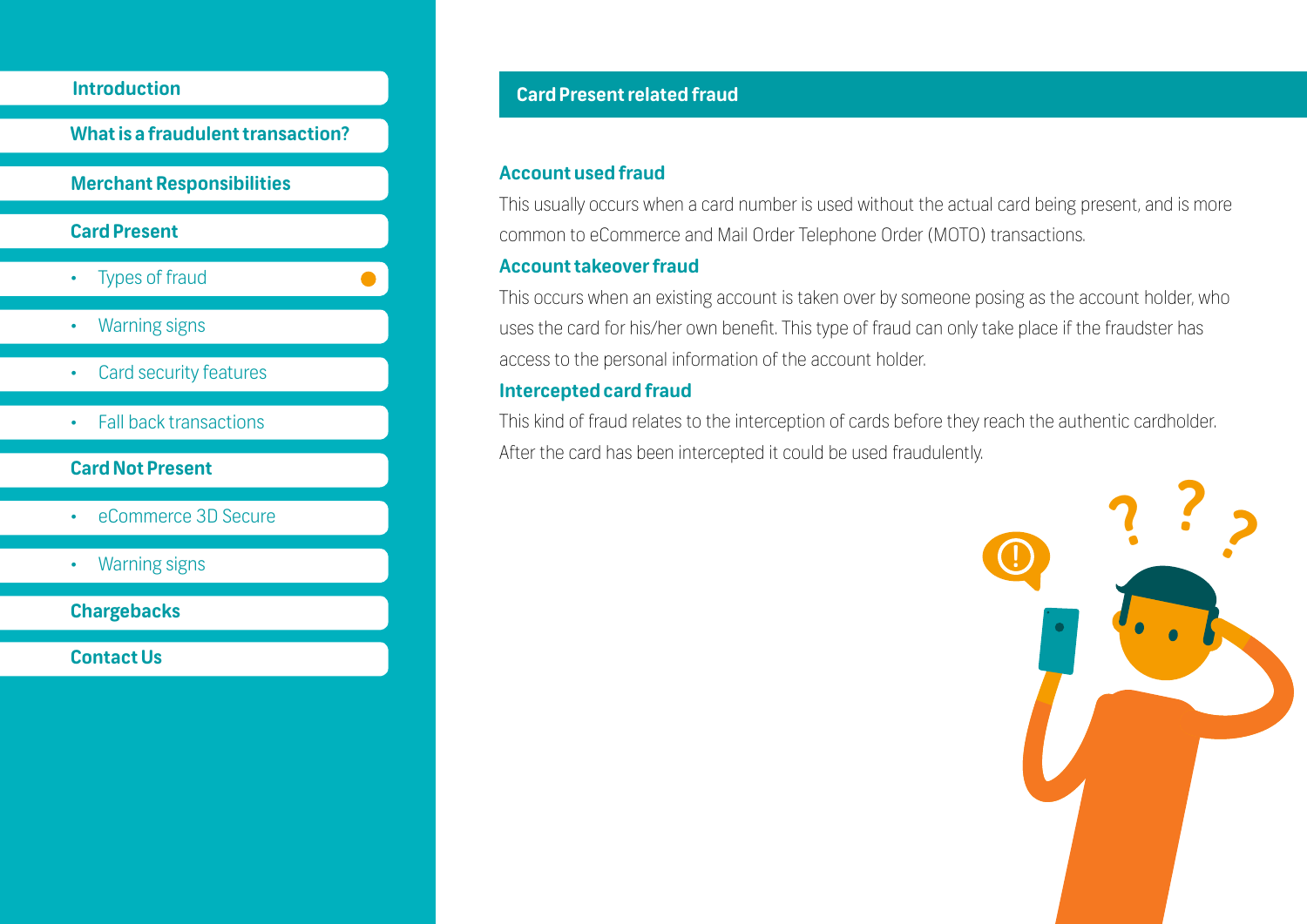- Introduction
- What is a fraudulent transaction?
- Merchant Responsibilities
- Card Present
  - Types of fraud
  - Warning signs
  - Card security features
  - Fall back transactions
- Card Not Present
  - eCommerce 3D Secure
  - Warning signs
- Chargebacks
- Contact Us

## Card Present related fraud

### Account used fraud

This usually occurs when a card number is used without the actual card being present, and is more common to eCommerce and Mail Order Telephone Order (MOTO) transactions.

### Account takeover fraud

This occurs when an existing account is taken over by someone posing as the account holder, who uses the card for his/her own benefit. This type of fraud can only take place if the fraudster has access to the personal information of the account holder.

### Intercepted card fraud

This kind of fraud relates to the interception of cards before they reach the authentic cardholder. After the card has been intercepted it could be used fraudulently.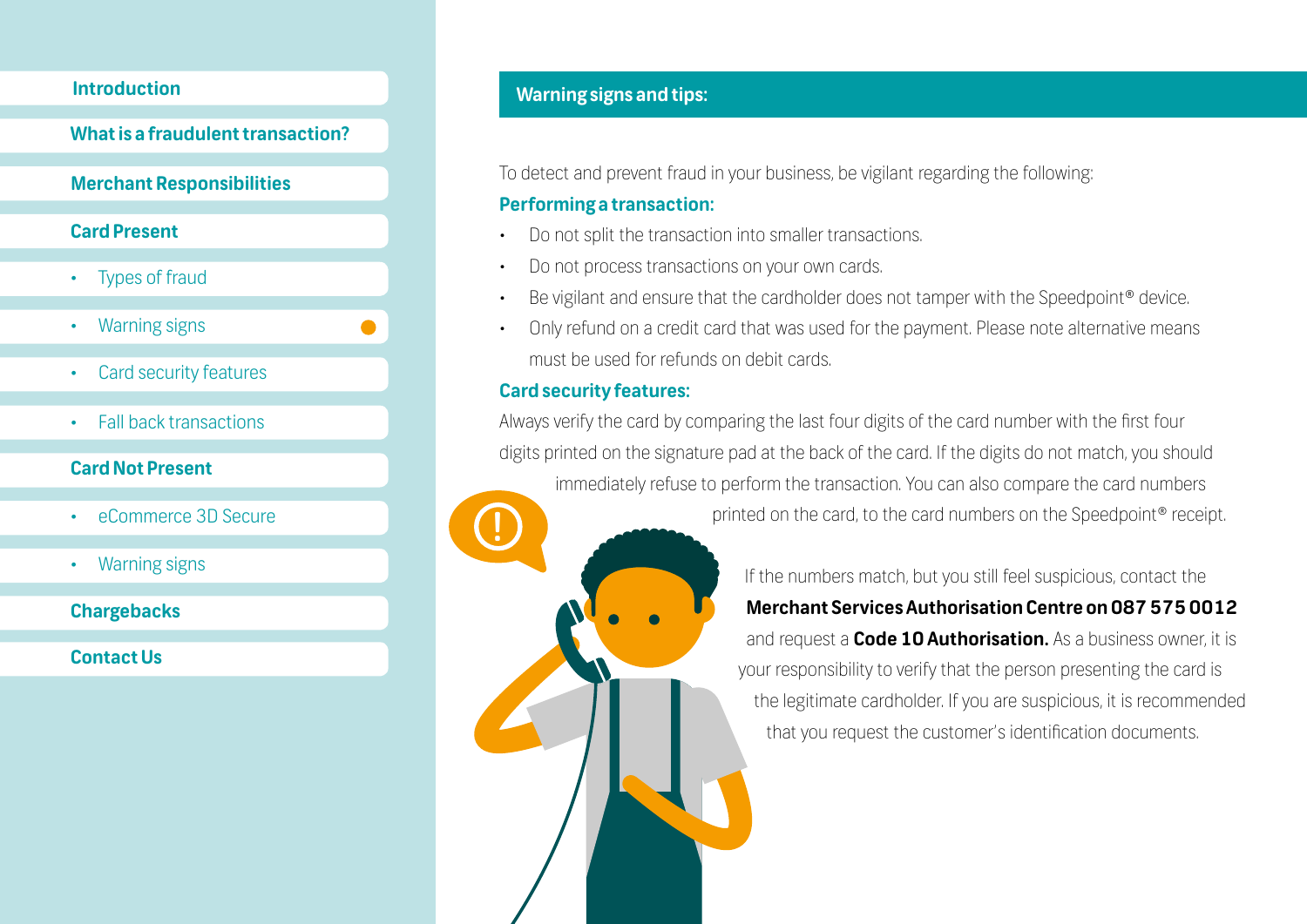- Introduction
- What is a fraudulent transaction?
- Merchant Responsibilities
- Card Present
  - Types of fraud
  - Warning signs
  - Card security features
  - Fall back transactions
- Card Not Present
  - eCommerce 3D Secure
  - Warning signs
- Chargebacks
- Contact Us

## Warning signs and tips:

To detect and prevent fraud in your business, be vigilant regarding the following:

### Performing a transaction:

- Do not split the transaction into smaller transactions.
- Do not process transactions on your own cards.
- Be vigilant and ensure that the cardholder does not tamper with the Speedpoint® device.
- Only refund on a credit card that was used for the payment. Please note alternative means must be used for refunds on debit cards.

### Card security features:

Always verify the card by comparing the last four digits of the card number with the first four digits printed on the signature pad at the back of the card. If the digits do not match, you should immediately refuse to perform the transaction. You can also compare the card numbers printed on the card, to the card numbers on the Speedpoint® receipt.

If the numbers match, but you still feel suspicious, contact the **Merchant Services Authorisation Centre on 087 575 0012** and request a **Code 10 Authorisation.** As a business owner, it is your responsibility to verify that the person presenting the card is the legitimate cardholder. If you are suspicious, it is recommended that you request the customer's identification documents.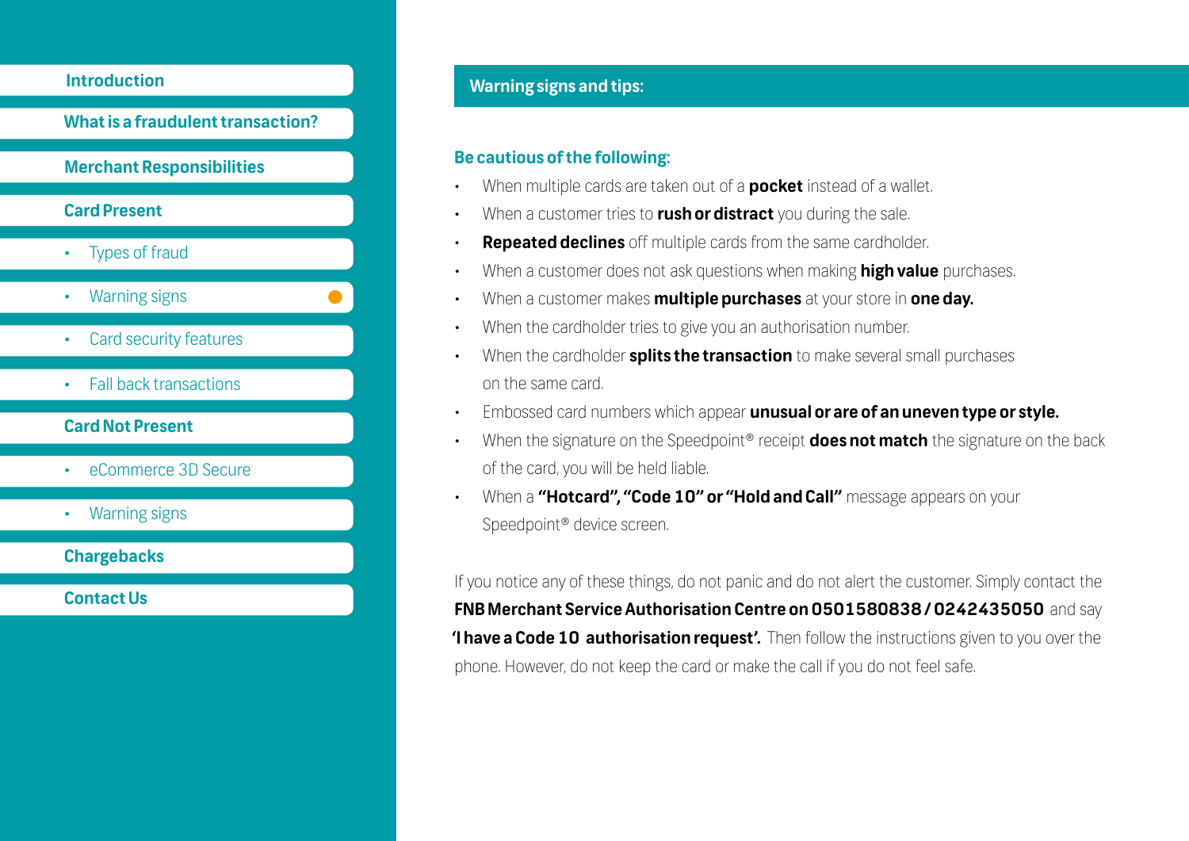- Introduction
- What is a fraudulent transaction?
- Merchant Responsibilities
- Card Present
  - Types of fraud
  - Warning signs
  - Card security features
  - Fall back transactions
- Card Not Present
  - eCommerce 3D Secure
  - Warning signs
- Chargebacks
- Contact Us

## Warning signs and tips:

### Be cautious of the following:

- When multiple cards are taken out of a **pocket** instead of a wallet.
- When a customer tries to **rush or distract** you during the sale.
- **Repeated declines** off multiple cards from the same cardholder.
- When a customer does not ask questions when making **high value** purchases.
- When a customer makes **multiple purchases** at your store in **one day.**
- When the cardholder tries to give you an authorisation number.
- When the cardholder **splits the transaction** to make several small purchases on the same card.
- Embossed card numbers which appear **unusual or are of an uneven type or style.**
- When the signature on the Speedpoint® receipt **does not match** the signature on the back of the card, you will be held liable.
- When a **"Hotcard", "Code 10" or "Hold and Call"** message appears on your Speedpoint® device screen.

If you notice any of these things, do not panic and do not alert the customer. Simply contact the **FNB Merchant Service Authorisation Centre on 0501580838 / 0242435050** and say **'I have a Code 10 authorisation request'.** Then follow the instructions given to you over the phone. However, do not keep the card or make the call if you do not feel safe.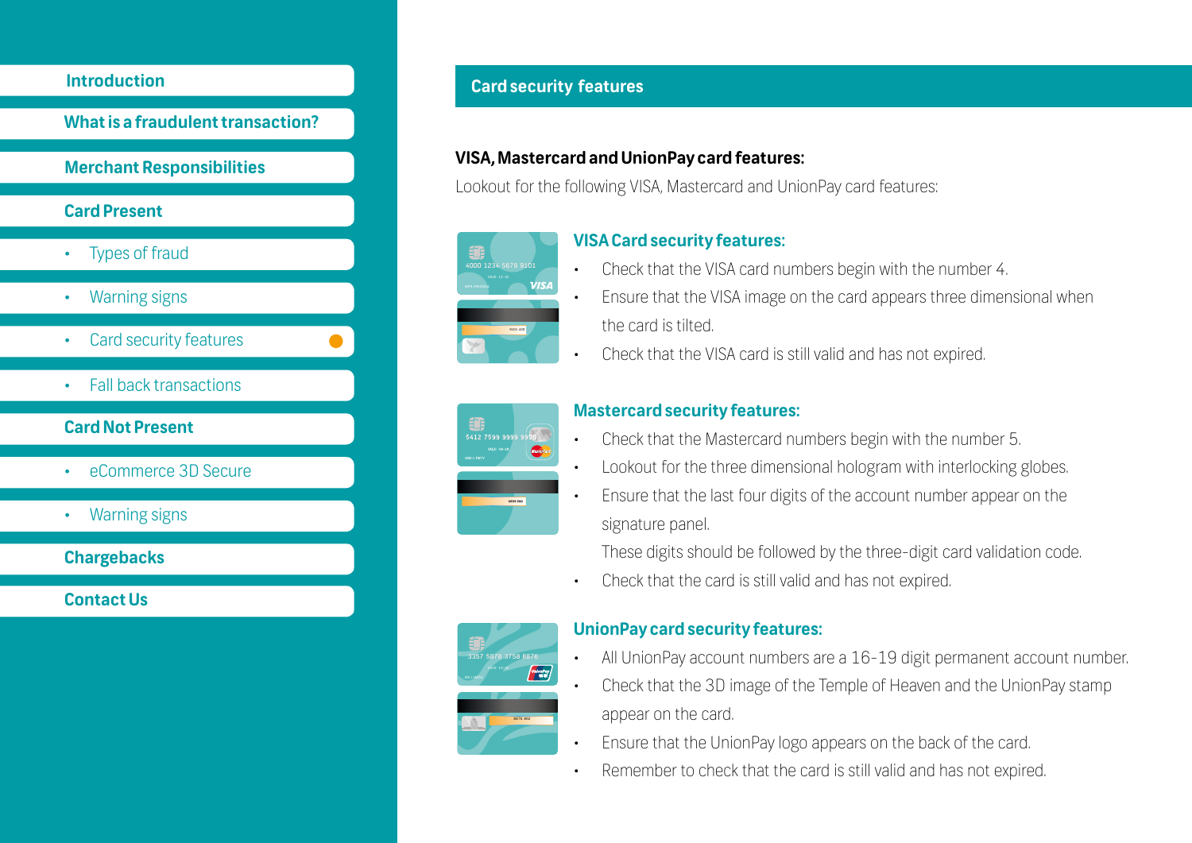- Introduction
- What is a fraudulent transaction?
- Merchant Responsibilities
- Card Present
  - Types of fraud
  - Warning signs
  - Card security features
  - Fall back transactions
- Card Not Present
  - eCommerce 3D Secure
  - Warning signs
- Chargebacks
- Contact Us

## Card security features

### VISA, Mastercard and UnionPay card features:

Lookout for the following VISA, Mastercard and UnionPay card features:

#### VISA Card security features:

- Check that the VISA card numbers begin with the number 4.
- Ensure that the VISA image on the card appears three dimensional when the card is tilted.
- Check that the VISA card is still valid and has not expired.

#### Mastercard security features:

- Check that the Mastercard numbers begin with the number 5.
- Lookout for the three dimensional hologram with interlocking globes.
- Ensure that the last four digits of the account number appear on the signature panel.

  These digits should be followed by the three-digit card validation code.
- Check that the card is still valid and has not expired.

#### UnionPay card security features:

- All UnionPay account numbers are a 16-19 digit permanent account number.
- Check that the 3D image of the Temple of Heaven and the UnionPay stamp appear on the card.
- Ensure that the UnionPay logo appears on the back of the card.
- Remember to check that the card is still valid and has not expired.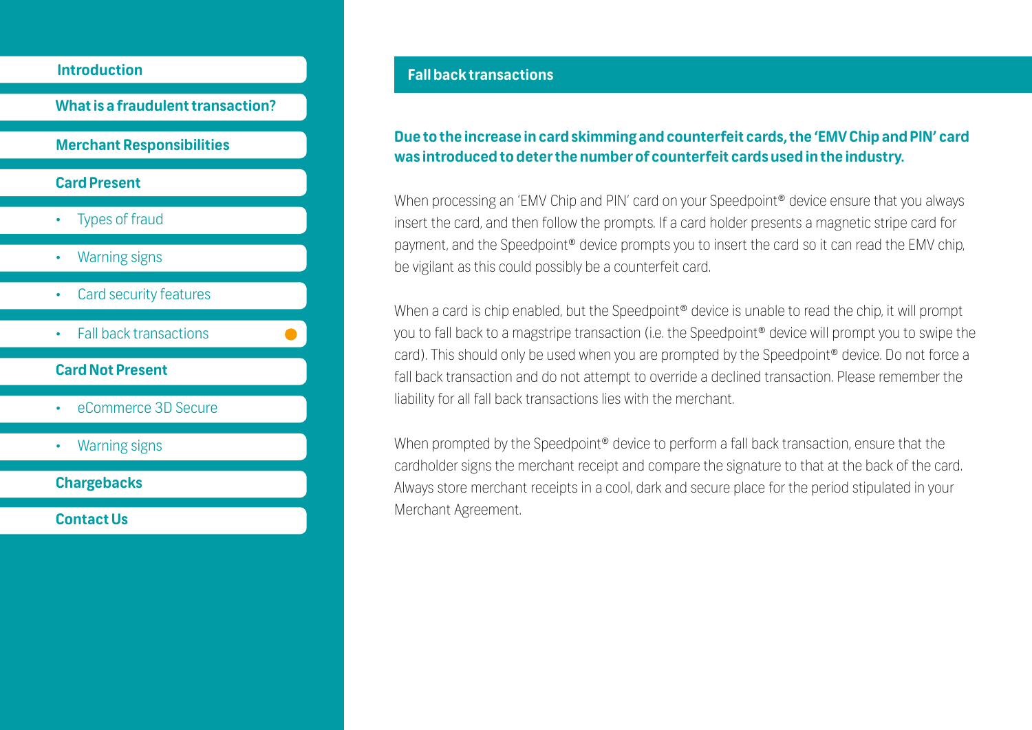- Introduction
- What is a fraudulent transaction?
- Merchant Responsibilities
- Card Present
  - Types of fraud
  - Warning signs
  - Card security features
  - Fall back transactions
- Card Not Present
  - eCommerce 3D Secure
  - Warning signs
- Chargebacks
- Contact Us

## Fall back transactions

**Due to the increase in card skimming and counterfeit cards, the 'EMV Chip and PIN' card was introduced to deter the number of counterfeit cards used in the industry.**

When processing an 'EMV Chip and PIN' card on your Speedpoint® device ensure that you always insert the card, and then follow the prompts. If a card holder presents a magnetic stripe card for payment, and the Speedpoint® device prompts you to insert the card so it can read the EMV chip, be vigilant as this could possibly be a counterfeit card.

When a card is chip enabled, but the Speedpoint® device is unable to read the chip, it will prompt you to fall back to a magstripe transaction (i.e. the Speedpoint® device will prompt you to swipe the card). This should only be used when you are prompted by the Speedpoint® device. Do not force a fall back transaction and do not attempt to override a declined transaction. Please remember the liability for all fall back transactions lies with the merchant.

When prompted by the Speedpoint® device to perform a fall back transaction, ensure that the cardholder signs the merchant receipt and compare the signature to that at the back of the card. Always store merchant receipts in a cool, dark and secure place for the period stipulated in your Merchant Agreement.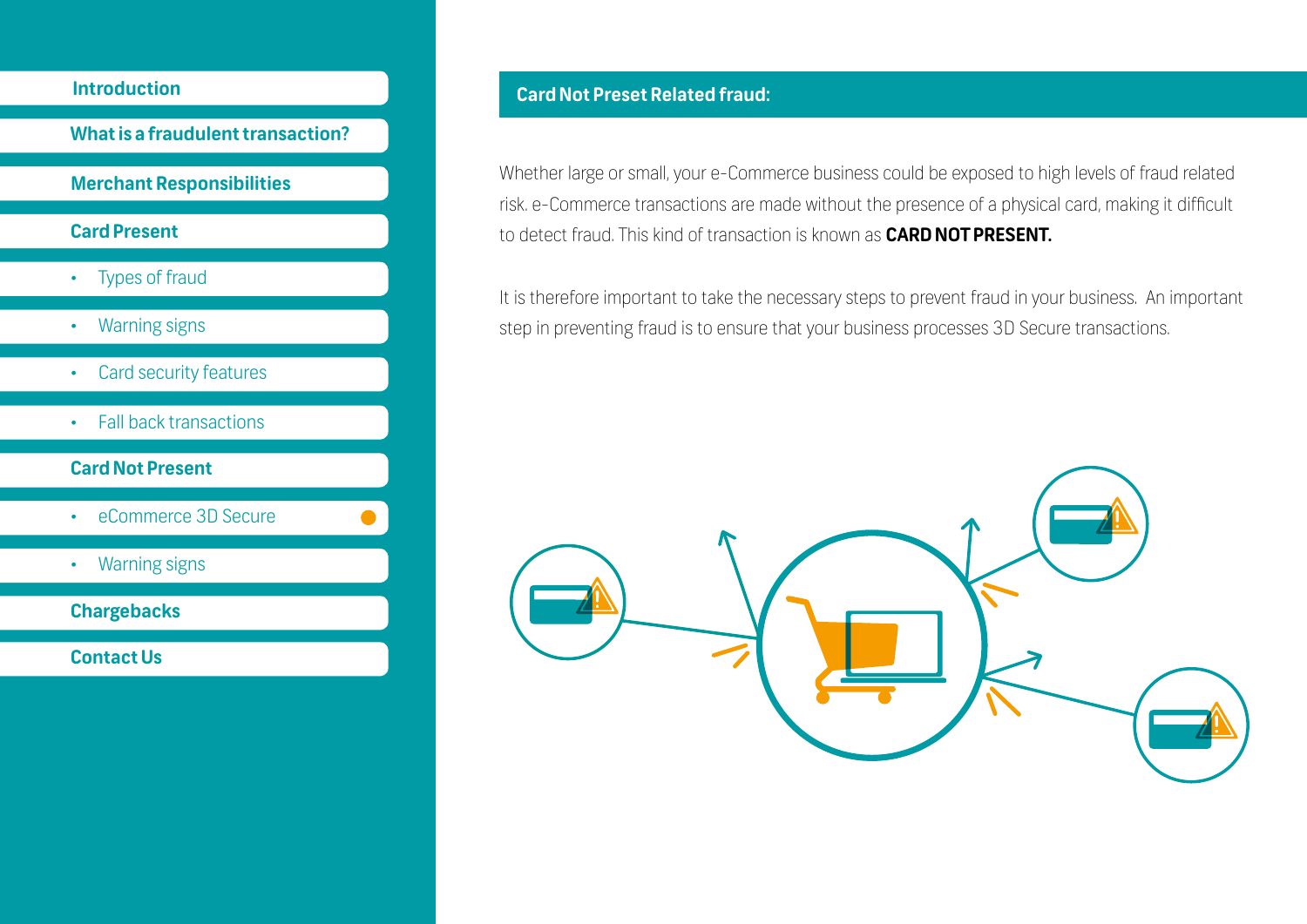- Introduction
- What is a fraudulent transaction?
- Merchant Responsibilities
- Card Present
  - Types of fraud
  - Warning signs
  - Card security features
  - Fall back transactions
- Card Not Present
  - eCommerce 3D Secure
  - Warning signs
- Chargebacks
- Contact Us

## Card Not Preset Related fraud:

Whether large or small, your e-Commerce business could be exposed to high levels of fraud related risk. e-Commerce transactions are made without the presence of a physical card, making it difficult to detect fraud. This kind of transaction is known as **CARD NOT PRESENT.**

It is therefore important to take the necessary steps to prevent fraud in your business. An important step in preventing fraud is to ensure that your business processes 3D Secure transactions.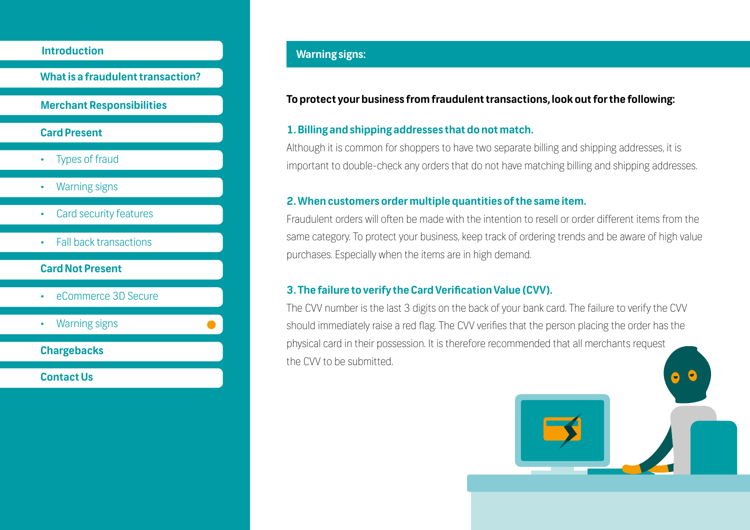## Warning signs:

**To protect your business from fraudulent transactions, look out for the following:**

### 1. Billing and shipping addresses that do not match.

Although it is common for shoppers to have two separate billing and shipping addresses, it is important to double-check any orders that do not have matching billing and shipping addresses.

### 2. When customers order multiple quantities of the same item.

Fraudulent orders will often be made with the intention to resell or order different items from the same category. To protect your business, keep track of ordering trends and be aware of high value purchases. Especially when the items are in high demand.

### 3. The failure to verify the Card Verification Value (CVV).

The CVV number is the last 3 digits on the back of your bank card. The failure to verify the CVV should immediately raise a red flag. The CVV verifies that the person placing the order has the physical card in their possession. It is therefore recommended that all merchants request the CVV to be submitted.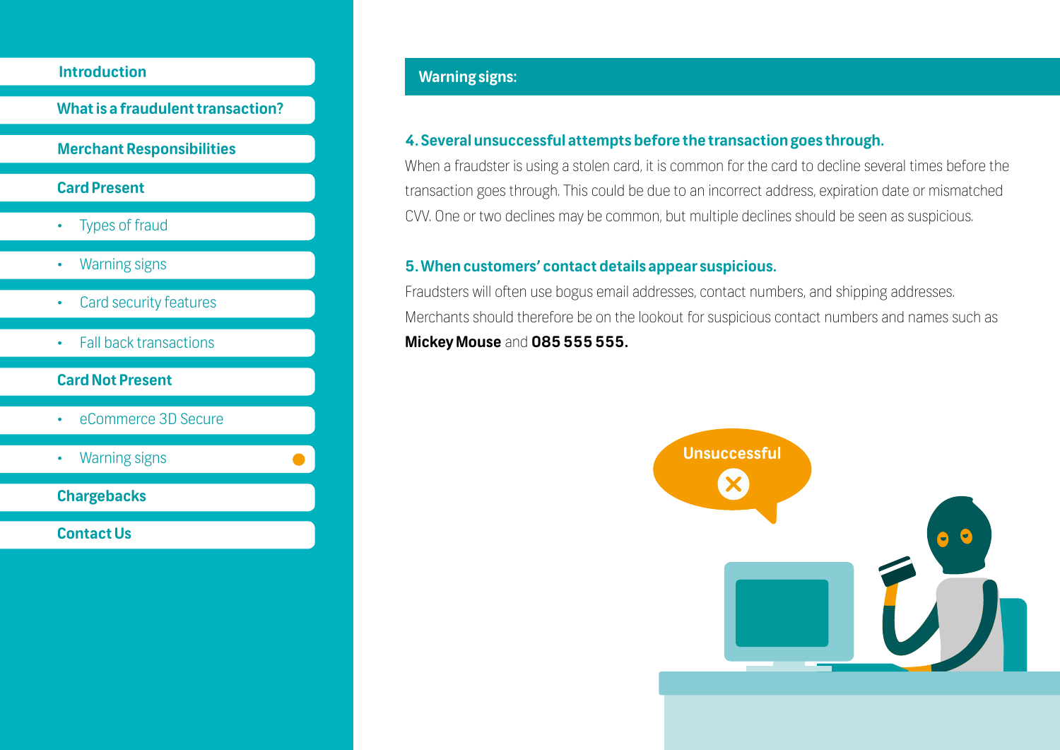## Warning signs:

### 4. Several unsuccessful attempts before the transaction goes through.

When a fraudster is using a stolen card, it is common for the card to decline several times before the transaction goes through. This could be due to an incorrect address, expiration date or mismatched CVV. One or two declines may be common, but multiple declines should be seen as suspicious.

### 5. When customers' contact details appear suspicious.

Fraudsters will often use bogus email addresses, contact numbers, and shipping addresses. Merchants should therefore be on the lookout for suspicious contact numbers and names such as **Mickey Mouse** and **085 555 555.**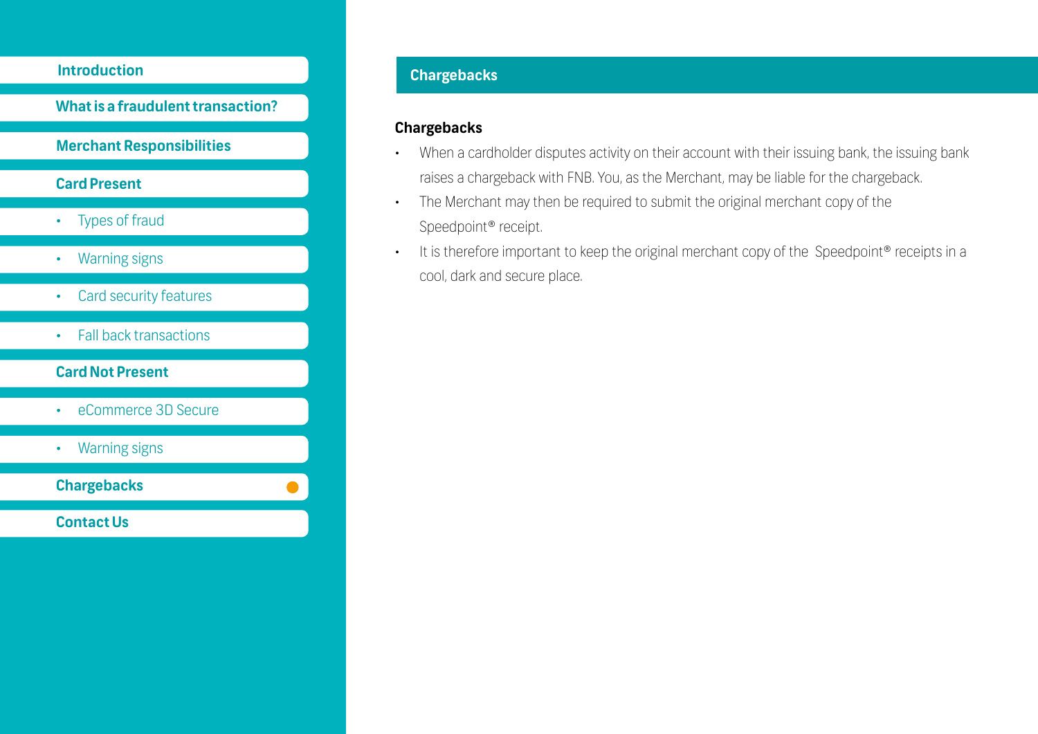- Introduction
- What is a fraudulent transaction?
- Merchant Responsibilities
- Card Present
  - Types of fraud
  - Warning signs
  - Card security features
  - Fall back transactions
- Card Not Present
  - eCommerce 3D Secure
  - Warning signs
- Chargebacks
- Contact Us

## Chargebacks

### Chargebacks

- When a cardholder disputes activity on their account with their issuing bank, the issuing bank raises a chargeback with FNB. You, as the Merchant, may be liable for the chargeback.
- The Merchant may then be required to submit the original merchant copy of the Speedpoint® receipt.
- It is therefore important to keep the original merchant copy of the Speedpoint® receipts in a cool, dark and secure place.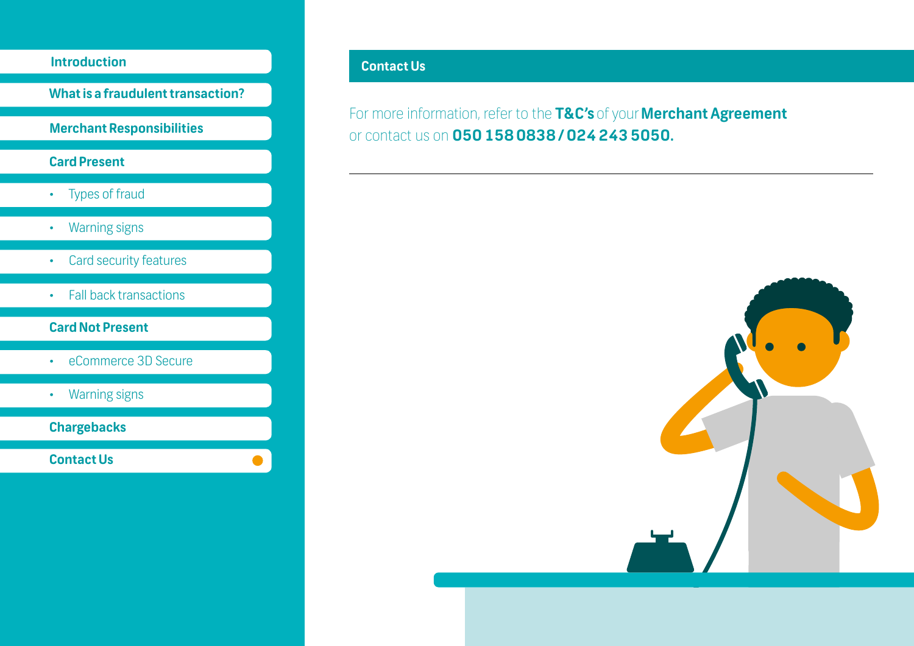- Introduction
- What is a fraudulent transaction?
- Merchant Responsibilities
- Card Present
  - Types of fraud
  - Warning signs
  - Card security features
  - Fall back transactions
- Card Not Present
  - eCommerce 3D Secure
  - Warning signs
- Chargebacks
- Contact Us

## Contact Us

For more information, refer to the **T&C's** of your **Merchant Agreement** or contact us on **050 158 0838 / 024 243 5050.**